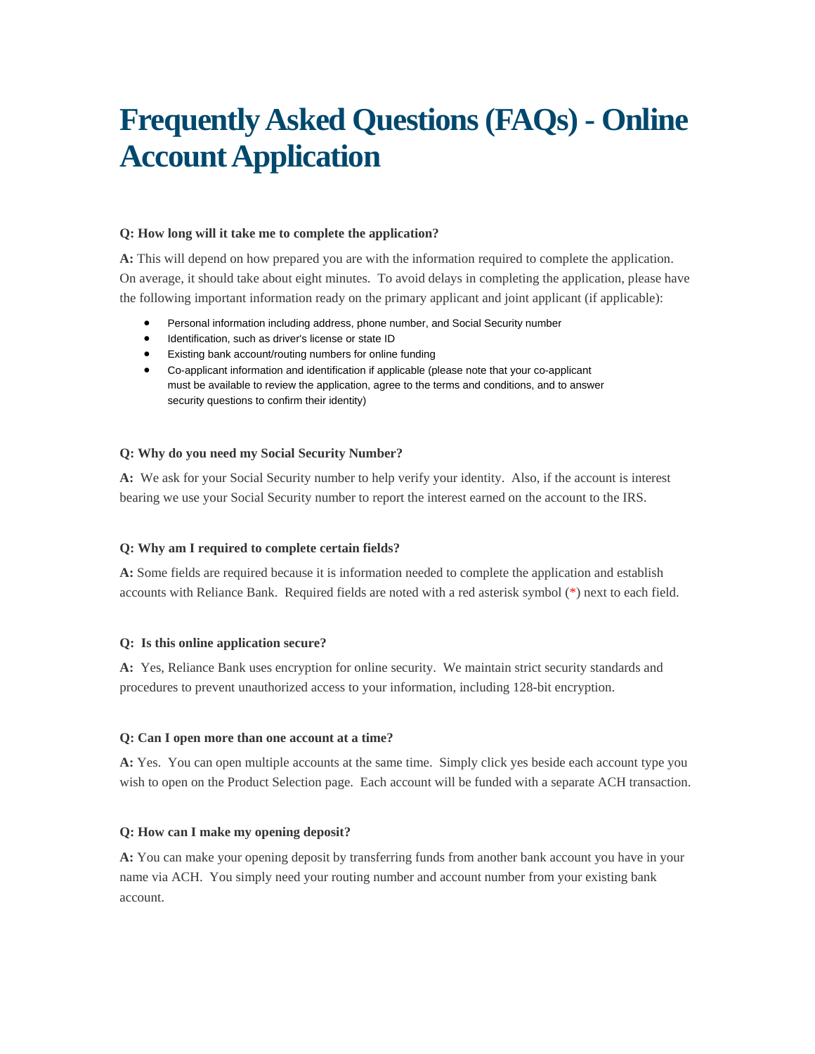# Frequently Asked Questions (FAQs) - Online Account Application

**Q: How long will it take me to complete the application?**

**A:** This will depend on how prepared you are with the information required to complete the application. On average, it should take about eight minutes. To avoid delays in completing the application, please have the following important information ready on the primary applicant and joint applicant (if applicable):

- Personal information including address, phone number, and Social Security number
- Identification, such as driver's license or state ID
- Existing bank account/routing numbers for online funding
- Co-applicant information and identification if applicable (please note that your co-applicant must be available to review the application, agree to the terms and conditions, and to answer security questions to confirm their identity)

**Q: Why do you need my Social Security Number?**

**A:** We ask for your Social Security number to help verify your identity. Also, if the account is interest bearing we use your Social Security number to report the interest earned on the account to the IRS.

**Q: Why am I required to complete certain fields?**

**A:** Some fields are required because it is information needed to complete the application and establish accounts with Reliance Bank. Required fields are noted with a red asterisk symbol (*) next to each field.

**Q: Is this online application secure?**

**A:** Yes, Reliance Bank uses encryption for online security. We maintain strict security standards and procedures to prevent unauthorized access to your information, including 128-bit encryption.

**Q: Can I open more than one account at a time?**

**A:** Yes. You can open multiple accounts at the same time. Simply click yes beside each account type you wish to open on the Product Selection page. Each account will be funded with a separate ACH transaction.

**Q: How can I make my opening deposit?**

**A:** You can make your opening deposit by transferring funds from another bank account you have in your name via ACH. You simply need your routing number and account number from your existing bank account.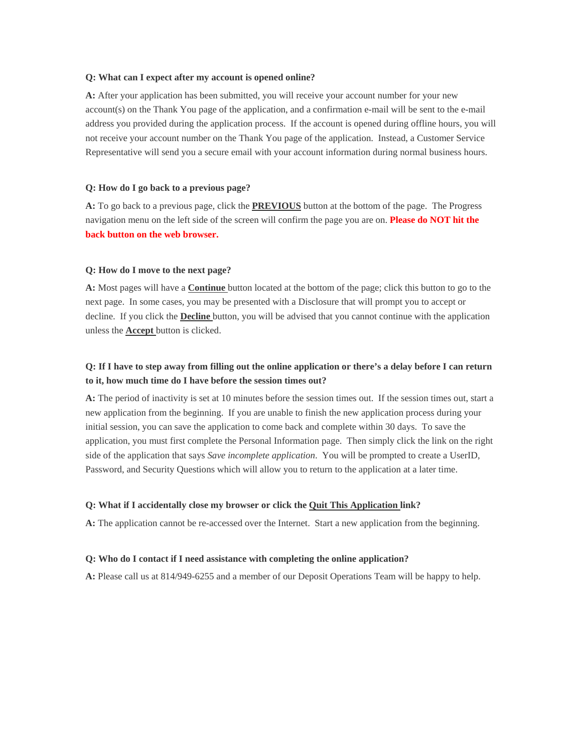**Q: What can I expect after my account is opened online?**

**A:** After your application has been submitted, you will receive your account number for your new account(s) on the Thank You page of the application, and a confirmation e-mail will be sent to the e-mail address you provided during the application process. If the account is opened during offline hours, you will not receive your account number on the Thank You page of the application. Instead, a Customer Service Representative will send you a secure email with your account information during normal business hours.

**Q: How do I go back to a previous page?**

**A:** To go back to a previous page, click the **PREVIOUS** button at the bottom of the page. The Progress navigation menu on the left side of the screen will confirm the page you are on. **Please do NOT hit the back button on the web browser.**

**Q: How do I move to the next page?**

**A:** Most pages will have a **Continue** button located at the bottom of the page; click this button to go to the next page. In some cases, you may be presented with a Disclosure that will prompt you to accept or decline. If you click the **Decline** button, you will be advised that you cannot continue with the application unless the **Accept** button is clicked.

**Q: If I have to step away from filling out the online application or there's a delay before I can return to it, how much time do I have before the session times out?**

**A:** The period of inactivity is set at 10 minutes before the session times out. If the session times out, start a new application from the beginning. If you are unable to finish the new application process during your initial session, you can save the application to come back and complete within 30 days. To save the application, you must first complete the Personal Information page. Then simply click the link on the right side of the application that says *Save incomplete application*. You will be prompted to create a UserID, Password, and Security Questions which will allow you to return to the application at a later time.

**Q: What if I accidentally close my browser or click the Quit This Application link?**

**A:** The application cannot be re-accessed over the Internet. Start a new application from the beginning.

**Q: Who do I contact if I need assistance with completing the online application?**

**A:** Please call us at 814/949-6255 and a member of our Deposit Operations Team will be happy to help.